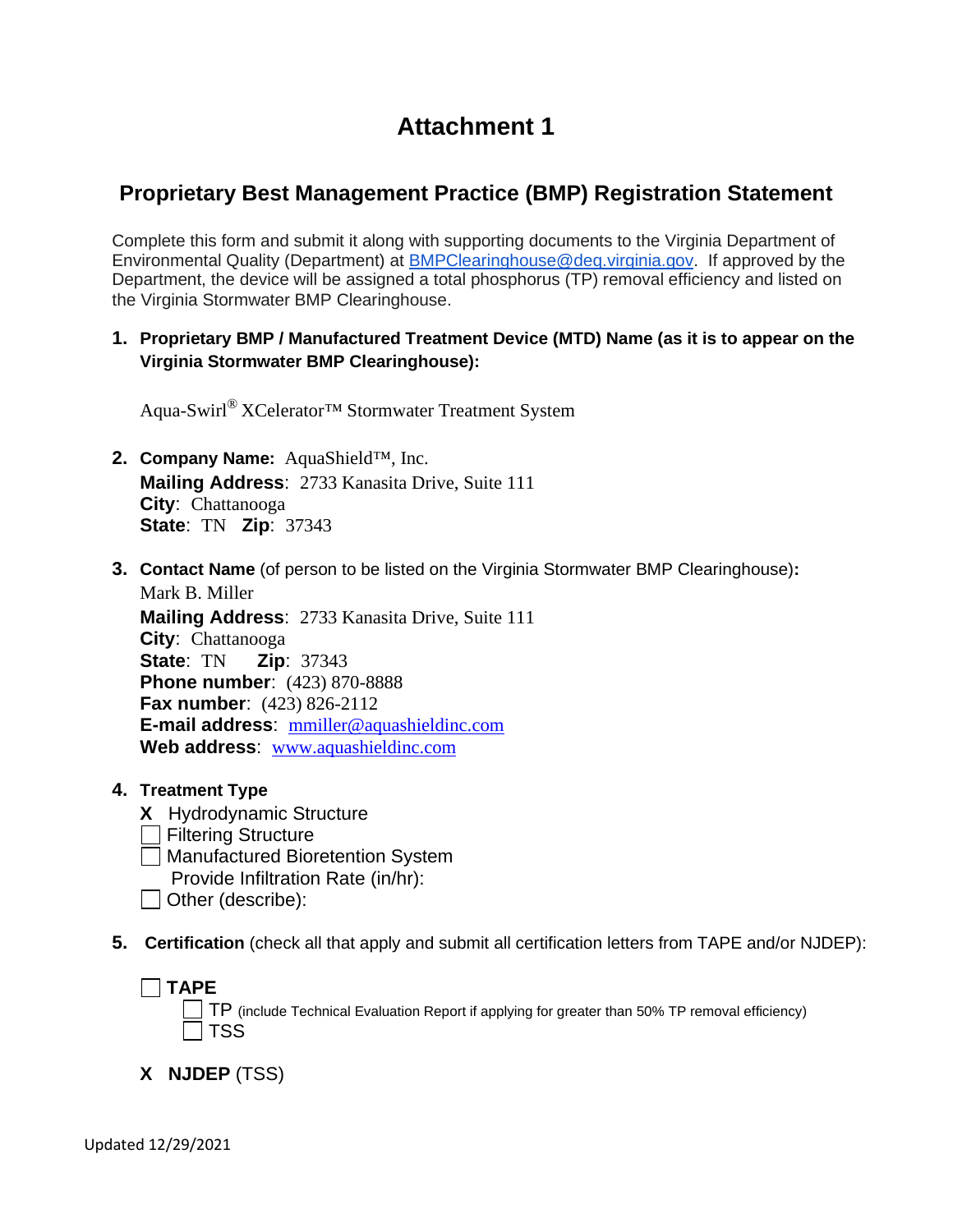# Attachment 1

## Proprietary Best Management Practice (BMP) Registration Statement

Complete this form and submit it along with supporting documents to the Virginia Department of Environmental Quality (Department) at BMPClearinghouse@deq.virginia.gov. If approved by the Department, the device will be assigned a total phosphorus (TP) removal efficiency and listed on the Virginia Stormwater BMP Clearinghouse.

1. **Proprietary BMP / Manufactured Treatment Device (MTD) Name (as it is to appear on the Virginia Stormwater BMP Clearinghouse):**

   Aqua-Swirl® XCelerator™ Stormwater Treatment System

2. **Company Name:** AquaShield™, Inc.
   **Mailing Address**: 2733 Kanasita Drive, Suite 111
   **City**: Chattanooga
   **State**: TN **Zip**: 37343

3. **Contact Name** (of person to be listed on the Virginia Stormwater BMP Clearinghouse)**:**
   Mark B. Miller
   **Mailing Address**: 2733 Kanasita Drive, Suite 111
   **City**: Chattanooga
   **State**: TN **Zip**: 37343
   **Phone number**: (423) 870-8888
   **Fax number**: (423) 826-2112
   **E-mail address**: mmiller@aquashieldinc.com
   **Web address**: www.aquashieldinc.com

4. **Treatment Type**
   - X Hydrodynamic Structure
   - ☐ Filtering Structure
   - ☐ Manufactured Bioretention System
     Provide Infiltration Rate (in/hr):
   - ☐ Other (describe):

5. **Certification** (check all that apply and submit all certification letters from TAPE and/or NJDEP):

   ☐ **TAPE**
   - ☐ TP (include Technical Evaluation Report if applying for greater than 50% TP removal efficiency)
   - ☐ TSS

   X **NJDEP** (TSS)

Updated 12/29/2021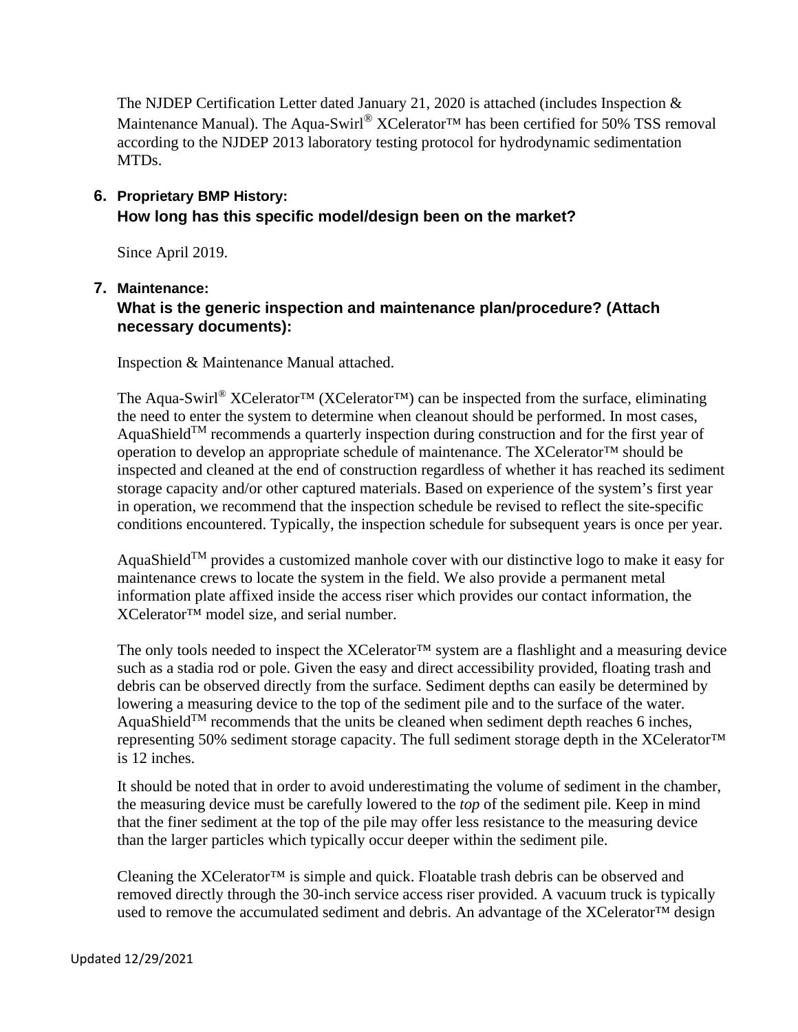The NJDEP Certification Letter dated January 21, 2020 is attached (includes Inspection & Maintenance Manual). The Aqua-Swirl® XCelerator™ has been certified for 50% TSS removal according to the NJDEP 2013 laboratory testing protocol for hydrodynamic sedimentation MTDs.

**6. Proprietary BMP History:**

### How long has this specific model/design been on the market?

Since April 2019.

**7. Maintenance:**

### What is the generic inspection and maintenance plan/procedure? (Attach necessary documents):

Inspection & Maintenance Manual attached.

The Aqua-Swirl® XCelerator™ (XCelerator™) can be inspected from the surface, eliminating the need to enter the system to determine when cleanout should be performed. In most cases, AquaShield™ recommends a quarterly inspection during construction and for the first year of operation to develop an appropriate schedule of maintenance. The XCelerator™ should be inspected and cleaned at the end of construction regardless of whether it has reached its sediment storage capacity and/or other captured materials. Based on experience of the system's first year in operation, we recommend that the inspection schedule be revised to reflect the site-specific conditions encountered. Typically, the inspection schedule for subsequent years is once per year.

AquaShield™ provides a customized manhole cover with our distinctive logo to make it easy for maintenance crews to locate the system in the field. We also provide a permanent metal information plate affixed inside the access riser which provides our contact information, the XCelerator™ model size, and serial number.

The only tools needed to inspect the XCelerator™ system are a flashlight and a measuring device such as a stadia rod or pole. Given the easy and direct accessibility provided, floating trash and debris can be observed directly from the surface. Sediment depths can easily be determined by lowering a measuring device to the top of the sediment pile and to the surface of the water. AquaShield™ recommends that the units be cleaned when sediment depth reaches 6 inches, representing 50% sediment storage capacity. The full sediment storage depth in the XCelerator™ is 12 inches.

It should be noted that in order to avoid underestimating the volume of sediment in the chamber, the measuring device must be carefully lowered to the *top* of the sediment pile. Keep in mind that the finer sediment at the top of the pile may offer less resistance to the measuring device than the larger particles which typically occur deeper within the sediment pile.

Cleaning the XCelerator™ is simple and quick. Floatable trash debris can be observed and removed directly through the 30-inch service access riser provided. A vacuum truck is typically used to remove the accumulated sediment and debris. An advantage of the XCelerator™ design

Updated 12/29/2021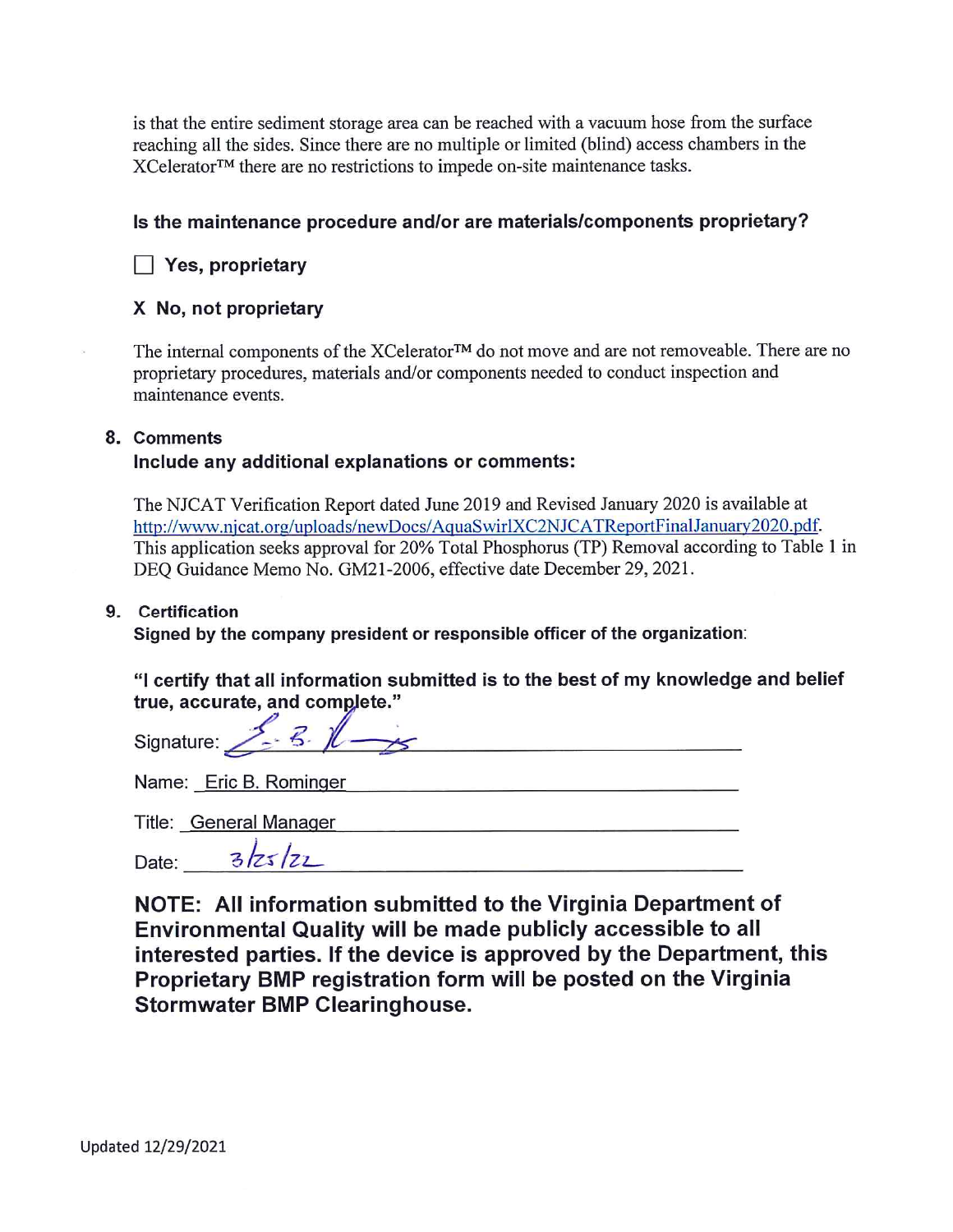is that the entire sediment storage area can be reached with a vacuum hose from the surface reaching all the sides. Since there are no multiple or limited (blind) access chambers in the XCelerator™ there are no restrictions to impede on-site maintenance tasks.

**Is the maintenance procedure and/or are materials/components proprietary?**

☐ **Yes, proprietary**

X **No, not proprietary**

The internal components of the XCelerator™ do not move and are not removeable. There are no proprietary procedures, materials and/or components needed to conduct inspection and maintenance events.

## 8. Comments

**Include any additional explanations or comments:**

The NJCAT Verification Report dated June 2019 and Revised January 2020 is available at http://www.njcat.org/uploads/newDocs/AquaSwirlXC2NJCATReportFinalJanuary2020.pdf. This application seeks approval for 20% Total Phosphorus (TP) Removal according to Table 1 in DEQ Guidance Memo No. GM21-2006, effective date December 29, 2021.

## 9. Certification

**Signed by the company president or responsible officer of the organization:**

**"I certify that all information submitted is to the best of my knowledge and belief true, accurate, and complete."**

Signature: E. B. R

Name: Eric B. Rominger

Title: General Manager

Date: 3/25/22

**NOTE: All information submitted to the Virginia Department of Environmental Quality will be made publicly accessible to all interested parties. If the device is approved by the Department, this Proprietary BMP registration form will be posted on the Virginia Stormwater BMP Clearinghouse.**

Updated 12/29/2021